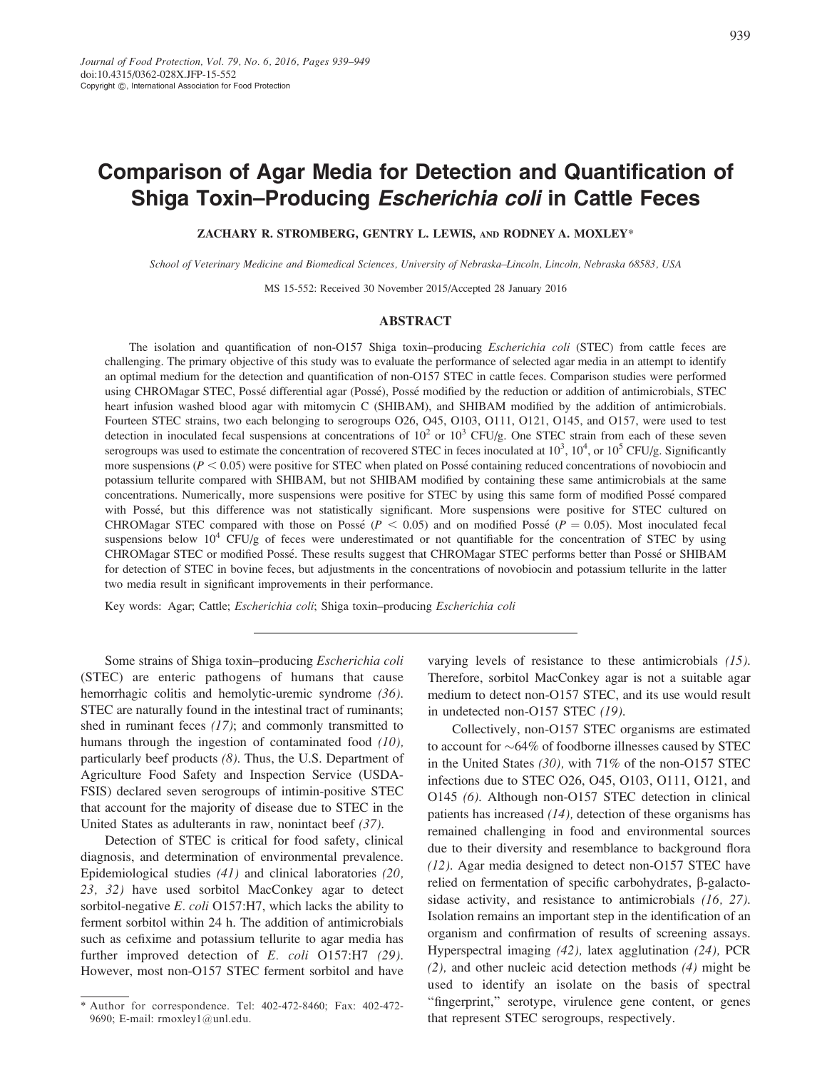# Comparison of Agar Media for Detection and Quantification of Shiga Toxin–Producing *Escherichia coli* in Cattle Feces

ZACHARY R. STROMBERG, GENTRY L. LEWIS, AND RODNEY A. MOXLEY*

*School of Veterinary Medicine and Biomedical Sciences, University of Nebraska–Lincoln, Lincoln, Nebraska 68583, USA*

MS 15-552: Received 30 November 2015/Accepted 28 January 2016

## ABSTRACT

The isolation and quantification of non-O157 Shiga toxin–producing *Escherichia coli* (STEC) from cattle feces are challenging. The primary objective of this study was to evaluate the performance of selected agar media in an attempt to identify an optimal medium for the detection and quantification of non-O157 STEC in cattle feces. Comparison studies were performed using CHROMagar STEC, Possé differential agar (Possé), Possé modified by the reduction or addition of antimicrobials, STEC heart infusion washed blood agar with mitomycin C (SHIBAM), and SHIBAM modified by the addition of antimicrobials. Fourteen STEC strains, two each belonging to serogroups O26, O45, O103, O111, O121, O145, and O157, were used to test detection in inoculated fecal suspensions at concentrations of $10^2$ or $10^3$ CFU/g. One STEC strain from each of these seven serogroups was used to estimate the concentration of recovered STEC in feces inoculated at $10^3$, $10^4$, or $10^5$ CFU/g. Significantly more suspensions ($P < 0.05$) were positive for STEC when plated on Possé containing reduced concentrations of novobiocin and potassium tellurite compared with SHIBAM, but not SHIBAM modified by containing these same antimicrobials at the same concentrations. Numerically, more suspensions were positive for STEC by using this same form of modified Possé compared with Possé, but this difference was not statistically significant. More suspensions were positive for STEC cultured on CHROMagar STEC compared with those on Possé ($P < 0.05$) and on modified Possé ($P = 0.05$). Most inoculated fecal suspensions below $10^4$ CFU/g of feces were underestimated or not quantifiable for the concentration of STEC by using CHROMagar STEC or modified Possé. These results suggest that CHROMagar STEC performs better than Possé or SHIBAM for detection of STEC in bovine feces, but adjustments in the concentrations of novobiocin and potassium tellurite in the latter two media result in significant improvements in their performance.

Key words: Agar; Cattle; *Escherichia coli*; Shiga toxin–producing *Escherichia coli*

Some strains of Shiga toxin–producing *Escherichia coli* (STEC) are enteric pathogens of humans that cause hemorrhagic colitis and hemolytic-uremic syndrome *(36)*. STEC are naturally found in the intestinal tract of ruminants; shed in ruminant feces *(17)*; and commonly transmitted to humans through the ingestion of contaminated food *(10)*, particularly beef products *(8)*. Thus, the U.S. Department of Agriculture Food Safety and Inspection Service (USDA-FSIS) declared seven serogroups of intimin-positive STEC that account for the majority of disease due to STEC in the United States as adulterants in raw, nonintact beef *(37)*.

Detection of STEC is critical for food safety, clinical diagnosis, and determination of environmental prevalence. Epidemiological studies *(41)* and clinical laboratories *(20, 23, 32)* have used sorbitol MacConkey agar to detect sorbitol-negative *E. coli* O157:H7, which lacks the ability to ferment sorbitol within 24 h. The addition of antimicrobials such as cefixime and potassium tellurite to agar media has further improved detection of *E. coli* O157:H7 *(29)*. However, most non-O157 STEC ferment sorbitol and have varying levels of resistance to these antimicrobials *(15)*. Therefore, sorbitol MacConkey agar is not a suitable agar medium to detect non-O157 STEC, and its use would result in undetected non-O157 STEC *(19)*.

Collectively, non-O157 STEC organisms are estimated to account for ~64% of foodborne illnesses caused by STEC in the United States *(30)*, with 71% of the non-O157 STEC infections due to STEC O26, O45, O103, O111, O121, and O145 *(6)*. Although non-O157 STEC detection in clinical patients has increased *(14)*, detection of these organisms has remained challenging in food and environmental sources due to their diversity and resemblance to background flora *(12)*. Agar media designed to detect non-O157 STEC have relied on fermentation of specific carbohydrates, β-galactosidase activity, and resistance to antimicrobials *(16, 27)*. Isolation remains an important step in the identification of an organism and confirmation of results of screening assays. Hyperspectral imaging *(42)*, latex agglutination *(24)*, PCR *(2)*, and other nucleic acid detection methods *(4)* might be used to identify an isolate on the basis of spectral "fingerprint," serotype, virulence gene content, or genes that represent STEC serogroups, respectively.

* Author for correspondence. Tel: 402-472-8460; Fax: 402-472-9690; E-mail: rmoxley1@unl.edu.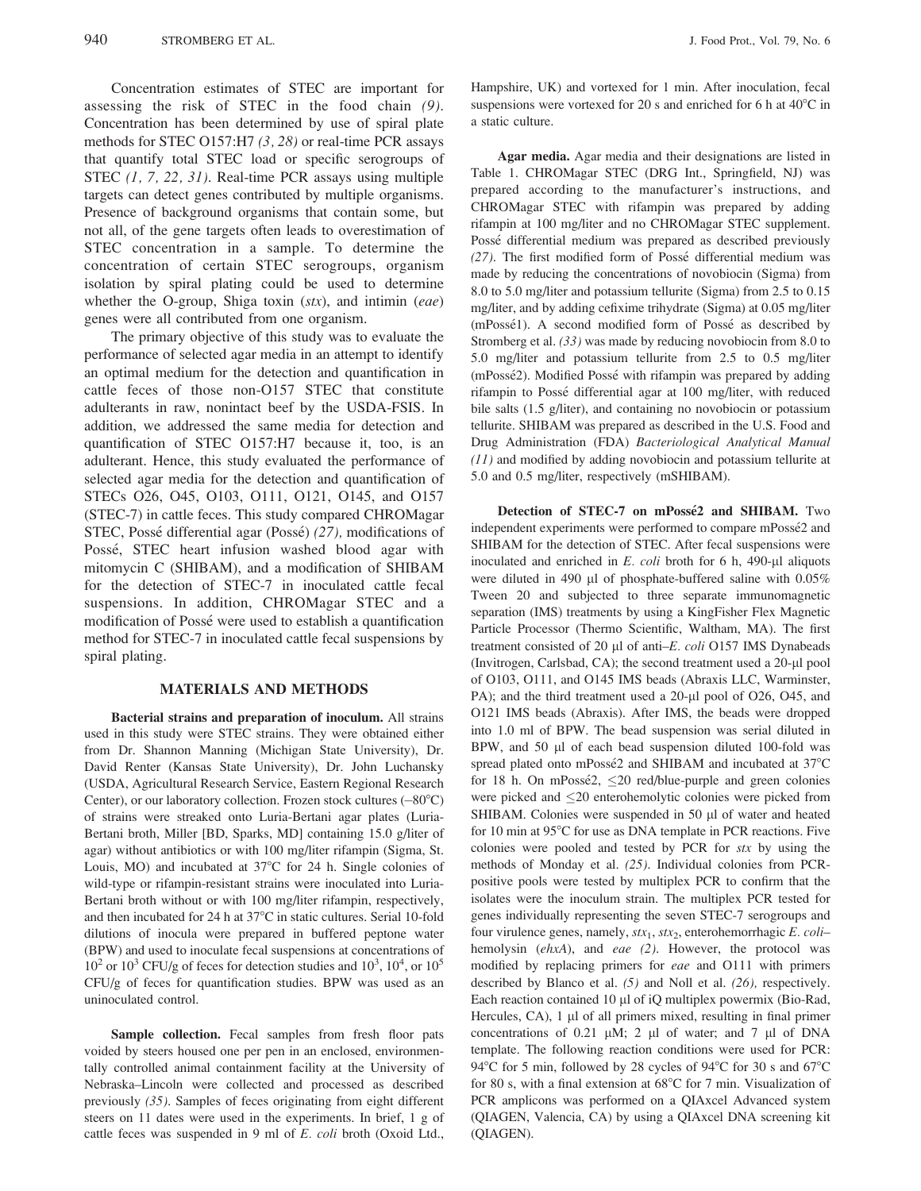Concentration estimates of STEC are important for assessing the risk of STEC in the food chain *(9)*. Concentration has been determined by use of spiral plate methods for STEC O157:H7 *(3, 28)* or real-time PCR assays that quantify total STEC load or specific serogroups of STEC *(1, 7, 22, 31)*. Real-time PCR assays using multiple targets can detect genes contributed by multiple organisms. Presence of background organisms that contain some, but not all, of the gene targets often leads to overestimation of STEC concentration in a sample. To determine the concentration of certain STEC serogroups, organism isolation by spiral plating could be used to determine whether the O-group, Shiga toxin (*stx*), and intimin (*eae*) genes were all contributed from one organism.

The primary objective of this study was to evaluate the performance of selected agar media in an attempt to identify an optimal medium for the detection and quantification in cattle feces of those non-O157 STEC that constitute adulterants in raw, nonintact beef by the USDA-FSIS. In addition, we addressed the same media for detection and quantification of STEC O157:H7 because it, too, is an adulterant. Hence, this study evaluated the performance of selected agar media for the detection and quantification of STECs O26, O45, O103, O111, O121, O145, and O157 (STEC-7) in cattle feces. This study compared CHROMagar STEC, Possé differential agar (Possé) *(27)*, modifications of Possé, STEC heart infusion washed blood agar with mitomycin C (SHIBAM), and a modification of SHIBAM for the detection of STEC-7 in inoculated cattle fecal suspensions. In addition, CHROMagar STEC and a modification of Possé were used to establish a quantification method for STEC-7 in inoculated cattle fecal suspensions by spiral plating.

## MATERIALS AND METHODS

**Bacterial strains and preparation of inoculum.** All strains used in this study were STEC strains. They were obtained either from Dr. Shannon Manning (Michigan State University), Dr. David Renter (Kansas State University), Dr. John Luchansky (USDA, Agricultural Research Service, Eastern Regional Research Center), or our laboratory collection. Frozen stock cultures (–80°C) of strains were streaked onto Luria-Bertani agar plates (Luria-Bertani broth, Miller [BD, Sparks, MD] containing 15.0 g/liter of agar) without antibiotics or with 100 mg/liter rifampin (Sigma, St. Louis, MO) and incubated at 37°C for 24 h. Single colonies of wild-type or rifampin-resistant strains were inoculated into Luria-Bertani broth without or with 100 mg/liter rifampin, respectively, and then incubated for 24 h at 37°C in static cultures. Serial 10-fold dilutions of inocula were prepared in buffered peptone water (BPW) and used to inoculate fecal suspensions at concentrations of $10^2$ or $10^3$ CFU/g of feces for detection studies and $10^3$, $10^4$, or $10^5$ CFU/g of feces for quantification studies. BPW was used as an uninoculated control.

**Sample collection.** Fecal samples from fresh floor pats voided by steers housed one per pen in an enclosed, environmentally controlled animal containment facility at the University of Nebraska–Lincoln were collected and processed as described previously *(35)*. Samples of feces originating from eight different steers on 11 dates were used in the experiments. In brief, 1 g of cattle feces was suspended in 9 ml of *E. coli* broth (Oxoid Ltd., Hampshire, UK) and vortexed for 1 min. After inoculation, fecal suspensions were vortexed for 20 s and enriched for 6 h at 40°C in a static culture.

**Agar media.** Agar media and their designations are listed in Table 1. CHROMagar STEC (DRG Int., Springfield, NJ) was prepared according to the manufacturer's instructions, and CHROMagar STEC with rifampin was prepared by adding rifampin at 100 mg/liter and no CHROMagar STEC supplement. Possé differential medium was prepared as described previously *(27)*. The first modified form of Possé differential medium was made by reducing the concentrations of novobiocin (Sigma) from 8.0 to 5.0 mg/liter and potassium tellurite (Sigma) from 2.5 to 0.15 mg/liter, and by adding cefixime trihydrate (Sigma) at 0.05 mg/liter (mPossé1). A second modified form of Possé as described by Stromberg et al. *(33)* was made by reducing novobiocin from 8.0 to 5.0 mg/liter and potassium tellurite from 2.5 to 0.5 mg/liter (mPossé2). Modified Possé with rifampin was prepared by adding rifampin to Possé differential agar at 100 mg/liter, with reduced bile salts (1.5 g/liter), and containing no novobiocin or potassium tellurite. SHIBAM was prepared as described in the U.S. Food and Drug Administration (FDA) *Bacteriological Analytical Manual (11)* and modified by adding novobiocin and potassium tellurite at 5.0 and 0.5 mg/liter, respectively (mSHIBAM).

**Detection of STEC-7 on mPossé2 and SHIBAM.** Two independent experiments were performed to compare mPossé2 and SHIBAM for the detection of STEC. After fecal suspensions were inoculated and enriched in *E. coli* broth for 6 h, 490-μl aliquots were diluted in 490 μl of phosphate-buffered saline with 0.05% Tween 20 and subjected to three separate immunomagnetic separation (IMS) treatments by using a KingFisher Flex Magnetic Particle Processor (Thermo Scientific, Waltham, MA). The first treatment consisted of 20 μl of anti–*E. coli* O157 IMS Dynabeads (Invitrogen, Carlsbad, CA); the second treatment used a 20-μl pool of O103, O111, and O145 IMS beads (Abraxis LLC, Warminster, PA); and the third treatment used a 20-μl pool of O26, O45, and O121 IMS beads (Abraxis). After IMS, the beads were dropped into 1.0 ml of BPW. The bead suspension was serial diluted in BPW, and 50 μl of each bead suspension diluted 100-fold was spread plated onto mPossé2 and SHIBAM and incubated at 37°C for 18 h. On mPossé2, ≤20 red/blue-purple and green colonies were picked and ≤20 enterohemolytic colonies were picked from SHIBAM. Colonies were suspended in 50 μl of water and heated for 10 min at 95°C for use as DNA template in PCR reactions. Five colonies were pooled and tested by PCR for *stx* by using the methods of Monday et al. *(25)*. Individual colonies from PCR-positive pools were tested by multiplex PCR to confirm that the isolates were the inoculum strain. The multiplex PCR tested for genes individually representing the seven STEC-7 serogroups and four virulence genes, namely, $stx_1$, $stx_2$, enterohemorrhagic *E. coli*–hemolysin (*ehxA*), and *eae (2)*. However, the protocol was modified by replacing primers for *eae* and O111 with primers described by Blanco et al. *(5)* and Noll et al. *(26)*, respectively. Each reaction contained 10 μl of iQ multiplex powermix (Bio-Rad, Hercules, CA), 1 μl of all primers mixed, resulting in final primer concentrations of 0.21 μM; 2 μl of water; and 7 μl of DNA template. The following reaction conditions were used for PCR: 94°C for 5 min, followed by 28 cycles of 94°C for 30 s and 67°C for 80 s, with a final extension at 68°C for 7 min. Visualization of PCR amplicons was performed on a QIAxcel Advanced system (QIAGEN, Valencia, CA) by using a QIAxcel DNA screening kit (QIAGEN).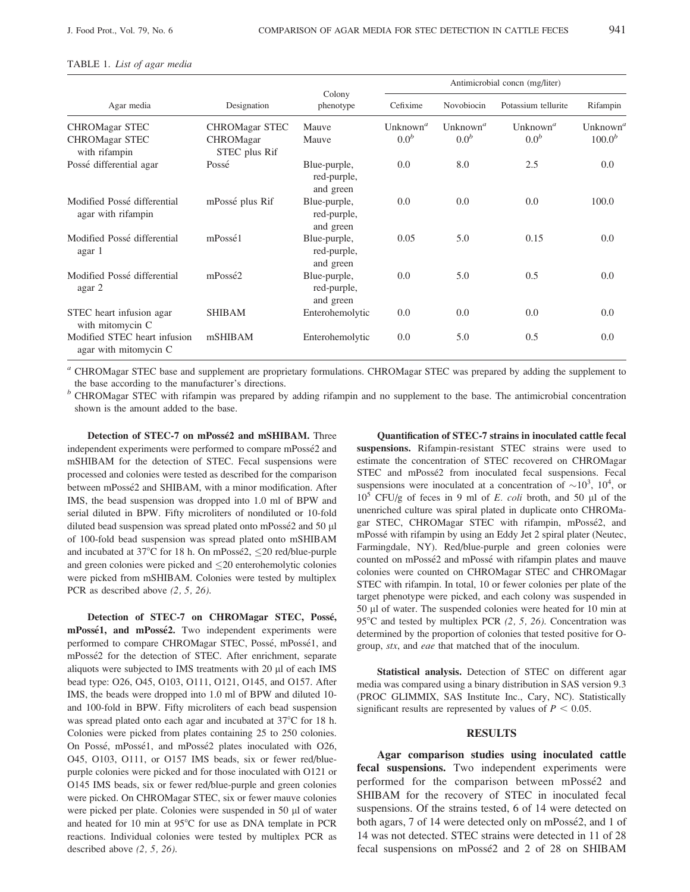TABLE 1. *List of agar media*

| Agar media | Designation | Colony phenotype | Antimicrobial concn (mg/liter) | | | |
|---|---|---|---|---|---|---|
| | | | Cefixime | Novobiocin | Potassium tellurite | Rifampin |
| CHROMagar STEC | CHROMagar STEC | Mauve | Unknown[a] | Unknown[a] | Unknown[a] | Unknown[a] |
| CHROMagar STEC with rifampin | CHROMagar STEC plus Rif | Mauve | 0.0[b] | 0.0[b] | 0.0[b] | 100.0[b] |
| Possé differential agar | Possé | Blue-purple, red-purple, and green | 0.0 | 8.0 | 2.5 | 0.0 |
| Modified Possé differential agar with rifampin | mPossé plus Rif | Blue-purple, red-purple, and green | 0.0 | 0.0 | 0.0 | 100.0 |
| Modified Possé differential agar 1 | mPossé1 | Blue-purple, red-purple, and green | 0.05 | 5.0 | 0.15 | 0.0 |
| Modified Possé differential agar 2 | mPossé2 | Blue-purple, red-purple, and green | 0.0 | 5.0 | 0.5 | 0.0 |
| STEC heart infusion agar with mitomycin C | SHIBAM | Enterohemolytic | 0.0 | 0.0 | 0.0 | 0.0 |
| Modified STEC heart infusion agar with mitomycin C | mSHIBAM | Enterohemolytic | 0.0 | 5.0 | 0.5 | 0.0 |

[a] CHROMagar STEC base and supplement are proprietary formulations. CHROMagar STEC was prepared by adding the supplement to the base according to the manufacturer's directions.

[b] CHROMagar STEC with rifampin was prepared by adding rifampin and no supplement to the base. The antimicrobial concentration shown is the amount added to the base.

**Detection of STEC-7 on mPossé2 and mSHIBAM.** Three independent experiments were performed to compare mPossé2 and mSHIBAM for the detection of STEC. Fecal suspensions were processed and colonies were tested as described for the comparison between mPossé2 and SHIBAM, with a minor modification. After IMS, the bead suspension was dropped into 1.0 ml of BPW and serial diluted in BPW. Fifty microliters of nondiluted or 10-fold diluted bead suspension was spread plated onto mPossé2 and 50 μl of 100-fold bead suspension was spread plated onto mSHIBAM and incubated at 37°C for 18 h. On mPossé2, ≤20 red/blue-purple and green colonies were picked and ≤20 enterohemolytic colonies were picked from mSHIBAM. Colonies were tested by multiplex PCR as described above *(2, 5, 26)*.

**Detection of STEC-7 on CHROMagar STEC, Possé, mPossé1, and mPossé2.** Two independent experiments were performed to compare CHROMagar STEC, Possé, mPossé1, and mPossé2 for the detection of STEC. After enrichment, separate aliquots were subjected to IMS treatments with 20 μl of each IMS bead type: O26, O45, O103, O111, O121, O145, and O157. After IMS, the beads were dropped into 1.0 ml of BPW and diluted 10- and 100-fold in BPW. Fifty microliters of each bead suspension was spread plated onto each agar and incubated at 37°C for 18 h. Colonies were picked from plates containing 25 to 250 colonies. On Possé, mPossé1, and mPossé2 plates inoculated with O26, O45, O103, O111, or O157 IMS beads, six or fewer red/blue-purple colonies were picked and for those inoculated with O121 or O145 IMS beads, six or fewer red/blue-purple and green colonies were picked. On CHROMagar STEC, six or fewer mauve colonies were picked per plate. Colonies were suspended in 50 μl of water and heated for 10 min at 95°C for use as DNA template in PCR reactions. Individual colonies were tested by multiplex PCR as described above *(2, 5, 26)*.

**Quantification of STEC-7 strains in inoculated cattle fecal suspensions.** Rifampin-resistant STEC strains were used to estimate the concentration of STEC recovered on CHROMagar STEC and mPossé2 from inoculated fecal suspensions. Fecal suspensions were inoculated at a concentration of ~$10^3$, $10^4$, or $10^5$ CFU/g of feces in 9 ml of *E. coli* broth, and 50 μl of the unenriched culture was spiral plated in duplicate onto CHROMagar STEC, CHROMagar STEC with rifampin, mPossé2, and mPossé with rifampin by using an Eddy Jet 2 spiral plater (Neutec, Farmingdale, NY). Red/blue-purple and green colonies were counted on mPossé2 and mPossé with rifampin plates and mauve colonies were counted on CHROMagar STEC and CHROMagar STEC with rifampin. In total, 10 or fewer colonies per plate of the target phenotype were picked, and each colony was suspended in 50 μl of water. The suspended colonies were heated for 10 min at 95°C and tested by multiplex PCR *(2, 5, 26)*. Concentration was determined by the proportion of colonies that tested positive for O-group, *stx*, and *eae* that matched that of the inoculum.

**Statistical analysis.** Detection of STEC on different agar media was compared using a binary distribution in SAS version 9.3 (PROC GLIMMIX, SAS Institute Inc., Cary, NC). Statistically significant results are represented by values of $P < 0.05$.

## RESULTS

**Agar comparison studies using inoculated cattle fecal suspensions.** Two independent experiments were performed for the comparison between mPossé2 and SHIBAM for the recovery of STEC in inoculated fecal suspensions. Of the strains tested, 6 of 14 were detected on both agars, 7 of 14 were detected only on mPossé2, and 1 of 14 was not detected. STEC strains were detected in 11 of 28 fecal suspensions on mPossé2 and 2 of 28 on SHIBAM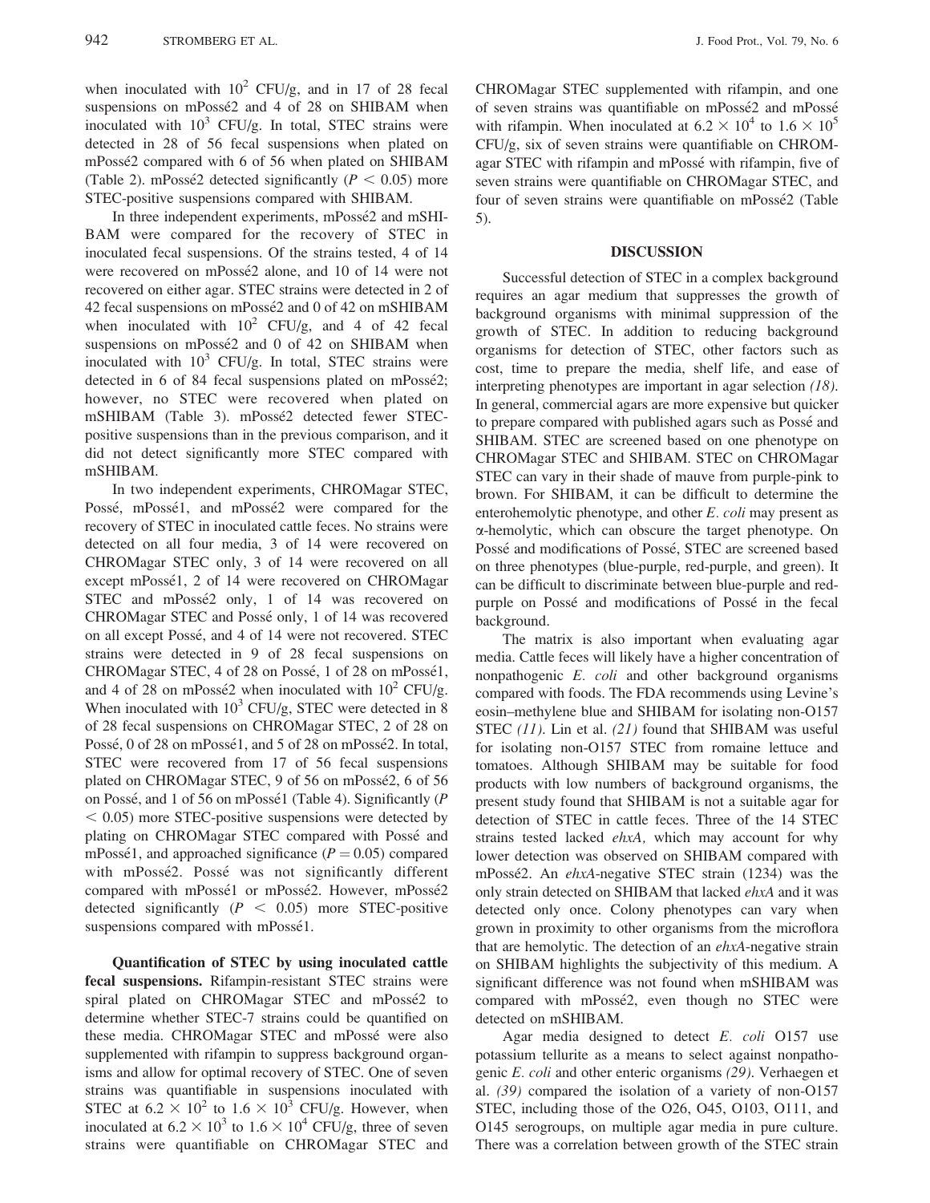when inoculated with $10^2$ CFU/g, and in 17 of 28 fecal suspensions on mPossé2 and 4 of 28 on SHIBAM when inoculated with $10^3$ CFU/g. In total, STEC strains were detected in 28 of 56 fecal suspensions when plated on mPossé2 compared with 6 of 56 when plated on SHIBAM (Table 2). mPossé2 detected significantly ($P < 0.05$) more STEC-positive suspensions compared with SHIBAM.

In three independent experiments, mPossé2 and mSHIBAM were compared for the recovery of STEC in inoculated fecal suspensions. Of the strains tested, 4 of 14 were recovered on mPossé2 alone, and 10 of 14 were not recovered on either agar. STEC strains were detected in 2 of 42 fecal suspensions on mPossé2 and 0 of 42 on mSHIBAM when inoculated with $10^2$ CFU/g, and 4 of 42 fecal suspensions on mPossé2 and 0 of 42 on SHIBAM when inoculated with $10^3$ CFU/g. In total, STEC strains were detected in 6 of 84 fecal suspensions plated on mPossé2; however, no STEC were recovered when plated on mSHIBAM (Table 3). mPossé2 detected fewer STEC-positive suspensions than in the previous comparison, and it did not detect significantly more STEC compared with mSHIBAM.

In two independent experiments, CHROMagar STEC, Possé, mPossé1, and mPossé2 were compared for the recovery of STEC in inoculated cattle feces. No strains were detected on all four media, 3 of 14 were recovered on CHROMagar STEC only, 3 of 14 were recovered on all except mPossé1, 2 of 14 were recovered on CHROMagar STEC and mPossé2 only, 1 of 14 was recovered on CHROMagar STEC and Possé only, 1 of 14 was recovered on all except Possé, and 4 of 14 were not recovered. STEC strains were detected in 9 of 28 fecal suspensions on CHROMagar STEC, 4 of 28 on Possé, 1 of 28 on mPossé1, and 4 of 28 on mPossé2 when inoculated with $10^2$ CFU/g. When inoculated with $10^3$ CFU/g, STEC were detected in 8 of 28 fecal suspensions on CHROMagar STEC, 2 of 28 on Possé, 0 of 28 on mPossé1, and 5 of 28 on mPossé2. In total, STEC were recovered from 17 of 56 fecal suspensions plated on CHROMagar STEC, 9 of 56 on mPossé2, 6 of 56 on Possé, and 1 of 56 on mPossé1 (Table 4). Significantly ($P < 0.05$) more STEC-positive suspensions were detected by plating on CHROMagar STEC compared with Possé and mPossé1, and approached significance ($P = 0.05$) compared with mPossé2. Possé was not significantly different compared with mPossé1 or mPossé2. However, mPossé2 detected significantly ($P < 0.05$) more STEC-positive suspensions compared with mPossé1.

**Quantification of STEC by using inoculated cattle fecal suspensions.** Rifampin-resistant STEC strains were spiral plated on CHROMagar STEC and mPossé2 to determine whether STEC-7 strains could be quantified on these media. CHROMagar STEC and mPossé were also supplemented with rifampin to suppress background organisms and allow for optimal recovery of STEC. One of seven strains was quantifiable in suspensions inoculated with STEC at $6.2 \times 10^2$ to $1.6 \times 10^3$ CFU/g. However, when inoculated at $6.2 \times 10^3$ to $1.6 \times 10^4$ CFU/g, three of seven strains were quantifiable on CHROMagar STEC and CHROMagar STEC supplemented with rifampin, and one of seven strains was quantifiable on mPossé2 and mPossé with rifampin. When inoculated at $6.2 \times 10^4$ to $1.6 \times 10^5$ CFU/g, six of seven strains were quantifiable on CHROMagar STEC with rifampin and mPossé with rifampin, five of seven strains were quantifiable on CHROMagar STEC, and four of seven strains were quantifiable on mPossé2 (Table 5).

## DISCUSSION

Successful detection of STEC in a complex background requires an agar medium that suppresses the growth of background organisms with minimal suppression of the growth of STEC. In addition to reducing background organisms for detection of STEC, other factors such as cost, time to prepare the media, shelf life, and ease of interpreting phenotypes are important in agar selection *(18)*. In general, commercial agars are more expensive but quicker to prepare compared with published agars such as Possé and SHIBAM. STEC are screened based on one phenotype on CHROMagar STEC and SHIBAM. STEC on CHROMagar STEC can vary in their shade of mauve from purple-pink to brown. For SHIBAM, it can be difficult to determine the enterohemolytic phenotype, and other *E. coli* may present as α-hemolytic, which can obscure the target phenotype. On Possé and modifications of Possé, STEC are screened based on three phenotypes (blue-purple, red-purple, and green). It can be difficult to discriminate between blue-purple and red-purple on Possé and modifications of Possé in the fecal background.

The matrix is also important when evaluating agar media. Cattle feces will likely have a higher concentration of nonpathogenic *E. coli* and other background organisms compared with foods. The FDA recommends using Levine's eosin–methylene blue and SHIBAM for isolating non-O157 STEC *(11)*. Lin et al. *(21)* found that SHIBAM was useful for isolating non-O157 STEC from romaine lettuce and tomatoes. Although SHIBAM may be suitable for food products with low numbers of background organisms, the present study found that SHIBAM is not a suitable agar for detection of STEC in cattle feces. Three of the 14 STEC strains tested lacked *ehxA,* which may account for why lower detection was observed on SHIBAM compared with mPossé2. An *ehxA*-negative STEC strain (1234) was the only strain detected on SHIBAM that lacked *ehxA* and it was detected only once. Colony phenotypes can vary when grown in proximity to other organisms from the microflora that are hemolytic. The detection of an *ehxA*-negative strain on SHIBAM highlights the subjectivity of this medium. A significant difference was not found when mSHIBAM was compared with mPossé2, even though no STEC were detected on mSHIBAM.

Agar media designed to detect *E. coli* O157 use potassium tellurite as a means to select against nonpathogenic *E. coli* and other enteric organisms *(29)*. Verhaegen et al. *(39)* compared the isolation of a variety of non-O157 STEC, including those of the O26, O45, O103, O111, and O145 serogroups, on multiple agar media in pure culture. There was a correlation between growth of the STEC strain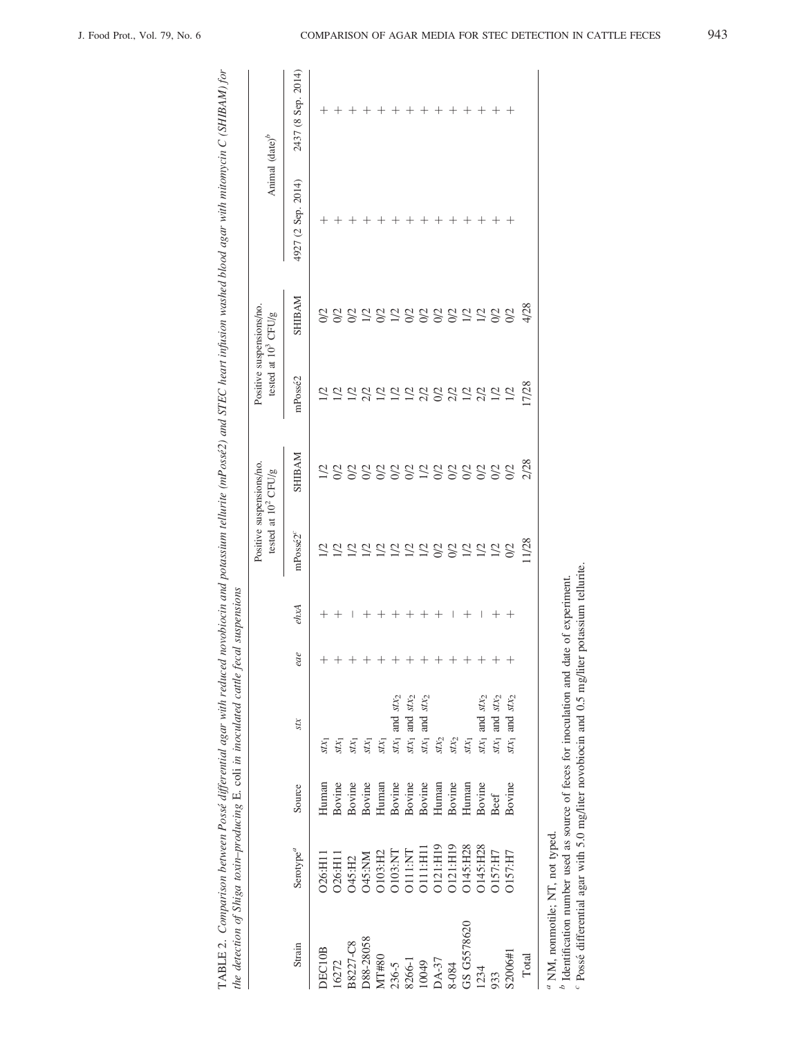TABLE 2. *Comparison between Possé differential agar with reduced novobiocin and potassium tellurite (mPossé2) and STEC heart infusion washed blood agar with mitomycin C (SHIBAM) for the detection of Shiga toxin–producing* E. coli *in inoculated cattle fecal suspensions*

| Strain | Serotype[a] | Source | *stx* | *eae* | *ehxA* | Positive suspensions/no. tested at $10^2$ CFU/g | | Positive suspensions/no. tested at $10^3$ CFU/g | | Animal (date)[b] | |
|---|---|---|---|---|---|---|---|---|---|---|---|
| | | | | | | mPossé2[c] | SHIBAM | mPossé2 | SHIBAM | 4927 (2 Sep. 2014) | 2437 (8 Sep. 2014) |
| DEC10B | O26:H11 | Human | $stx_1$ | + | + | 1/2 | 1/2 | 1/2 | 0/2 | + | + |
| 16272 | O26:H11 | Bovine | $stx_1$ | + | + | 1/2 | 0/2 | 1/2 | 0/2 | + | + |
| B8227-C8 | O45:H2 | Bovine | $stx_1$ | + | − | 1/2 | 0/2 | 1/2 | 0/2 | + | + |
| D88-28058 | O45:NM | Bovine | $stx_1$ | + | + | 1/2 | 0/2 | 2/2 | 1/2 | + | + |
| MT#80 | O103:H2 | Human | $stx_1$ | + | + | 1/2 | 0/2 | 1/2 | 0/2 | + | + |
| 236-5 | O103:NT | Bovine | $stx_1$ and $stx_2$ | + | + | 1/2 | 0/2 | 1/2 | 1/2 | + | + |
| 8266-1 | O111:NT | Bovine | $stx_1$ and $stx_2$ | + | + | 1/2 | 0/2 | 1/2 | 0/2 | + | + |
| 10049 | O111:H11 | Bovine | $stx_1$ and $stx_2$ | + | + | 1/2 | 1/2 | 2/2 | 0/2 | + | + |
| DA-37 | O121:H19 | Human | $stx_2$ | + | + | 0/2 | 0/2 | 0/2 | 0/2 | + | + |
| 8-084 | O121:H19 | Bovine | $stx_2$ | + | − | 0/2 | 0/2 | 2/2 | 0/2 | + | + |
| GS G5578620 | O145:H28 | Human | $stx_1$ | + | + | 1/2 | 0/2 | 1/2 | 1/2 | + | + |
| 1234 | O145:H28 | Bovine | $stx_1$ and $stx_2$ | + | − | 1/2 | 0/2 | 2/2 | 1/2 | + | + |
| 933 | O157:H7 | Beef | $stx_1$ and $stx_2$ | + | + | 1/2 | 0/2 | 1/2 | 0/2 | + | + |
| S2006#1 | O157:H7 | Bovine | $stx_1$ and $stx_2$ | + | + | 0/2 | 0/2 | 1/2 | 0/2 | + | + |
| Total | | | | | | 11/28 | 2/28 | 17/28 | 4/28 | | |

[a] NM, nonmotile; NT, not typed.
[b] Identification number used as source of feces for inoculation and date of experiment.
[c] Possé differential agar with 5.0 mg/liter novobiocin and 0.5 mg/liter potassium tellurite.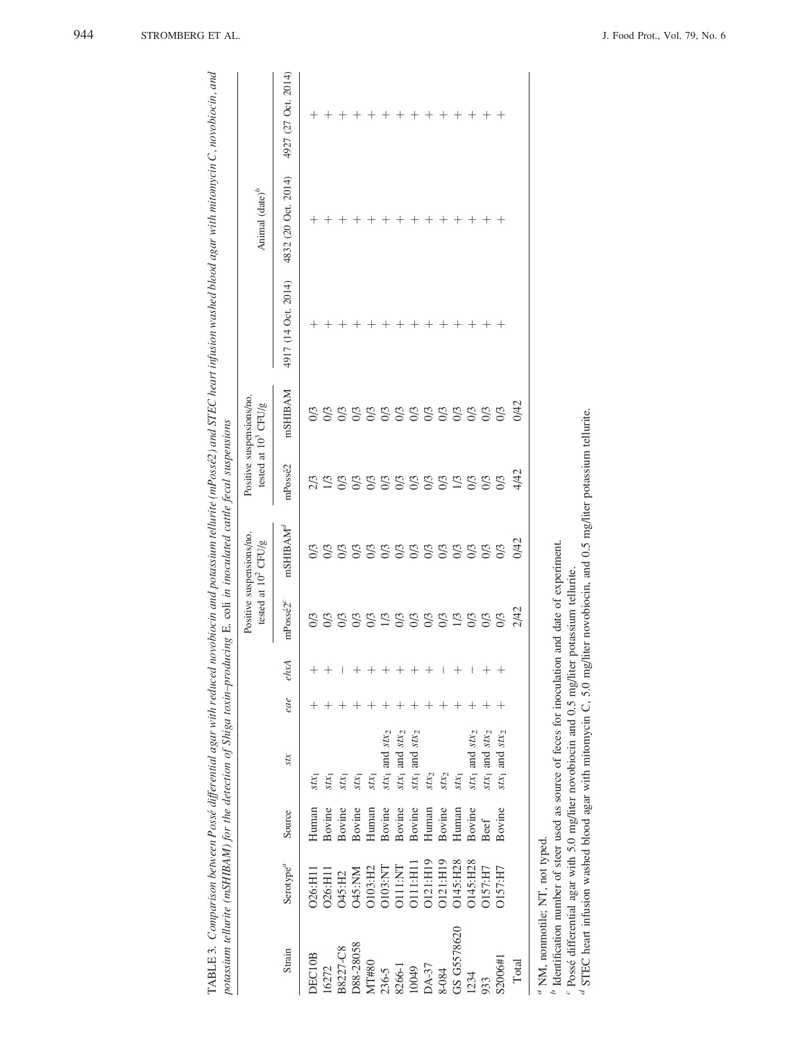TABLE 3. *Comparison between Possé differential agar with reduced novobiocin and potassium tellurite (mPossé2) and STEC heart infusion washed blood agar with mitomycin C, novobiocin, and potassium tellurite (mSHIBAM) for the detection of Shiga toxin–producing* E. coli *in inoculated cattle fecal suspensions*

| Strain | Serotype[a] | Source | *stx* | *eae* | *ehxA* | Positive suspensions/no. tested at $10^2$ CFU/g | | Positive suspensions/no. tested at $10^3$ CFU/g | | Animal (date)[b] | | |
|---|---|---|---|---|---|---|---|---|---|---|---|---|
| | | | | | | mPossé2[c] | mSHIBAM[d] | mPossé2 | mSHIBAM | 4917 (14 Oct. 2014) | 4832 (20 Oct. 2014) | 4927 (27 Oct. 2014) |
| DEC10B | O26:H11 | Human | $stx_1$ | + | + | 0/3 | 0/3 | 2/3 | 0/3 | + | + | + |
| 16272 | O26:H11 | Bovine | $stx_1$ | + | + | 0/3 | 0/3 | 1/3 | 0/3 | + | + | + |
| B8227-C8 | O45:H2 | Bovine | $stx_1$ | + | − | 0/3 | 0/3 | 0/3 | 0/3 | + | + | + |
| D88-28058 | O45:NM | Bovine | $stx_1$ | + | + | 0/3 | 0/3 | 0/3 | 0/3 | + | + | + |
| MT#80 | O103:H2 | Human | $stx_1$ | + | + | 0/3 | 0/3 | 0/3 | 0/3 | + | + | + |
| 236-5 | O103:NT | Bovine | $stx_1$ and $stx_2$ | + | + | 1/3 | 0/3 | 0/3 | 0/3 | + | + | + |
| 8266-1 | O111:NT | Bovine | $stx_1$ and $stx_2$ | + | + | 0/3 | 0/3 | 0/3 | 0/3 | + | + | + |
| 10049 | O111:H11 | Bovine | $stx_1$ and $stx_2$ | + | + | 0/3 | 0/3 | 0/3 | 0/3 | + | + | + |
| DA-37 | O121:H19 | Human | $stx_2$ | + | + | 0/3 | 0/3 | 0/3 | 0/3 | + | + | + |
| 8-084 | O121:H19 | Bovine | $stx_2$ | + | − | 0/3 | 0/3 | 0/3 | 0/3 | + | + | + |
| GS G5578620 | O145:H28 | Human | $stx_1$ | + | + | 1/3 | 0/3 | 1/3 | 0/3 | + | + | + |
| 1234 | O145:H28 | Bovine | $stx_1$ and $stx_2$ | + | − | 0/3 | 0/3 | 0/3 | 0/3 | + | + | + |
| 933 | O157:H7 | Beef | $stx_1$ and $stx_2$ | + | + | 0/3 | 0/3 | 0/3 | 0/3 | + | + | + |
| S2006#1 | O157:H7 | Bovine | $stx_1$ and $stx_2$ | + | + | 0/3 | 0/3 | 0/3 | 0/3 | + | + | + |
| Total | | | | | | 2/42 | 0/42 | 4/42 | 0/42 | | | |

[a] NM, nonmotile; NT, not typed.
[b] Identification number of steer used as source of feces for inoculation and date of experiment.
[c] Possé differential agar with 5.0 mg/liter novobiocin and 0.5 mg/liter potassium tellurite.
[d] STEC heart infusion washed blood agar with mitomycin C, 5.0 mg/liter novobiocin, and 0.5 mg/liter potassium tellurite.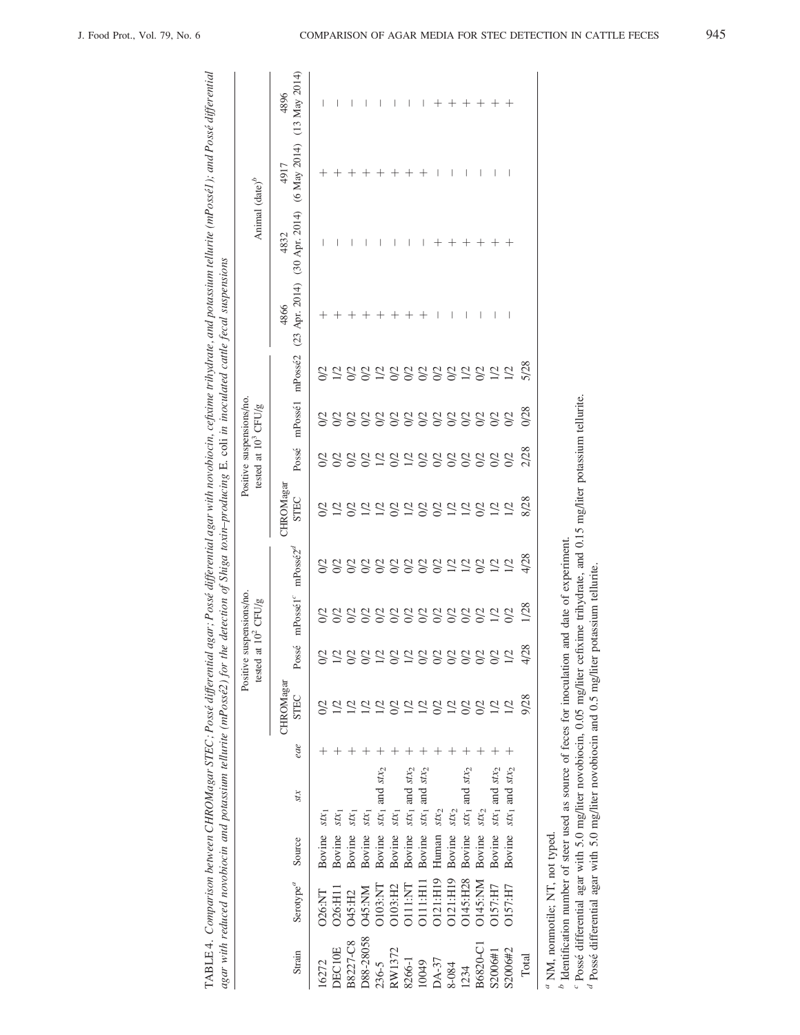TABLE 4. *Comparison between CHROMagar STEC; Possé differential agar; Possé differential agar with novobiocin, cefixime trihydrate, and potassium tellurite (mPossé1); and Possé differential agar with reduced novobiocin and potassium tellurite (mPossé2) for the detection of Shiga toxin–producing* E. coli *in inoculated cattle fecal suspensions*

| Strain | Serotype[a] | Source | *stx* | *eae* | Positive suspensions/no. tested at $10^2$ CFU/g | | | | Positive suspensions/no. tested at $10^3$ CFU/g | | | | Animal (date)[b] | | | |
|---|---|---|---|---|---|---|---|---|---|---|---|---|---|---|---|---|
| | | | | | CHROMagar STEC | Possé | mPossé1[c] | mPossé2[d] | CHROMagar STEC | Possé | mPossé1 | mPossé2 | 4866 (23 Apr. 2014) | 4832 (30 Apr. 2014) | 4917 (6 May 2014) | 4896 (13 May 2014) |
| 16272 | O26:NT | Bovine | $stx_1$ | + | 0/2 | 0/2 | 0/2 | 0/2 | 0/2 | 0/2 | 0/2 | 0/2 | + | – | + | – |
| DEC10E | O26:H11 | Bovine | $stx_1$ | + | 1/2 | 1/2 | 0/2 | 0/2 | 1/2 | 0/2 | 0/2 | 1/2 | + | – | + | – |
| B8227-C8 | O45:H2 | Bovine | $stx_1$ | + | 1/2 | 0/2 | 0/2 | 0/2 | 0/2 | 0/2 | 0/2 | 0/2 | + | – | + | – |
| D88-28058 | O45:NM | Bovine | $stx_1$ | + | 1/2 | 0/2 | 0/2 | 0/2 | 1/2 | 0/2 | 0/2 | 0/2 | + | – | + | – |
| 236-5 | O103:NT | Bovine | $stx_1$ and $stx_2$ | + | 1/2 | 1/2 | 0/2 | 0/2 | 1/2 | 1/2 | 0/2 | 1/2 | + | – | + | – |
| RW1372 | O103:H2 | Bovine | $stx_1$ | + | 0/2 | 0/2 | 0/2 | 0/2 | 0/2 | 0/2 | 0/2 | 0/2 | + | – | + | – |
| 8266-1 | O111:NT | Bovine | $stx_1$ and $stx_2$ | + | 1/2 | 1/2 | 0/2 | 0/2 | 1/2 | 1/2 | 0/2 | 0/2 | + | – | + | – |
| 10049 | O111:H11 | Bovine | $stx_1$ and $stx_2$ | + | 1/2 | 0/2 | 0/2 | 0/2 | 0/2 | 0/2 | 0/2 | 0/2 | + | – | + | – |
| DA-37 | O121:H19 | Human | $stx_2$ | + | 0/2 | 0/2 | 0/2 | 0/2 | 0/2 | 0/2 | 0/2 | 0/2 | – | + | – | + |
| 8-084 | O121:H19 | Bovine | $stx_2$ | + | 1/2 | 0/2 | 0/2 | 1/2 | 1/2 | 0/2 | 0/2 | 0/2 | – | + | – | + |
| 1234 | O145:H28 | Bovine | $stx_1$ and $stx_2$ | + | 0/2 | 0/2 | 0/2 | 1/2 | 1/2 | 0/2 | 0/2 | 1/2 | – | + | – | + |
| B6820-C1 | O145:NM | Bovine | $stx_2$ | + | 0/2 | 0/2 | 0/2 | 0/2 | 0/2 | 0/2 | 0/2 | 0/2 | – | + | – | + |
| S2006#1 | O157:H7 | Bovine | $stx_1$ and $stx_2$ | + | 1/2 | 0/2 | 1/2 | 1/2 | 1/2 | 0/2 | 0/2 | 1/2 | – | + | – | + |
| S2006#2 | O157:H7 | Bovine | $stx_1$ and $stx_2$ | + | 1/2 | 1/2 | 0/2 | 1/2 | 1/2 | 0/2 | 0/2 | 1/2 | – | + | – | + |
| Total | | | | | 9/28 | 4/28 | 1/28 | 4/28 | 8/28 | 2/28 | 0/28 | 5/28 | | | | |

[a] NM, nonmotile; NT, not typed.
[b] Identification number of steer used as source of feces for inoculation and date of experiment.
[c] Possé differential agar with 5.0 mg/liter novobiocin, 0.05 mg/liter cefixime trihydrate, and 0.15 mg/liter potassium tellurite.
[d] Possé differential agar with 5.0 mg/liter novobiocin and 0.5 mg/liter potassium tellurite.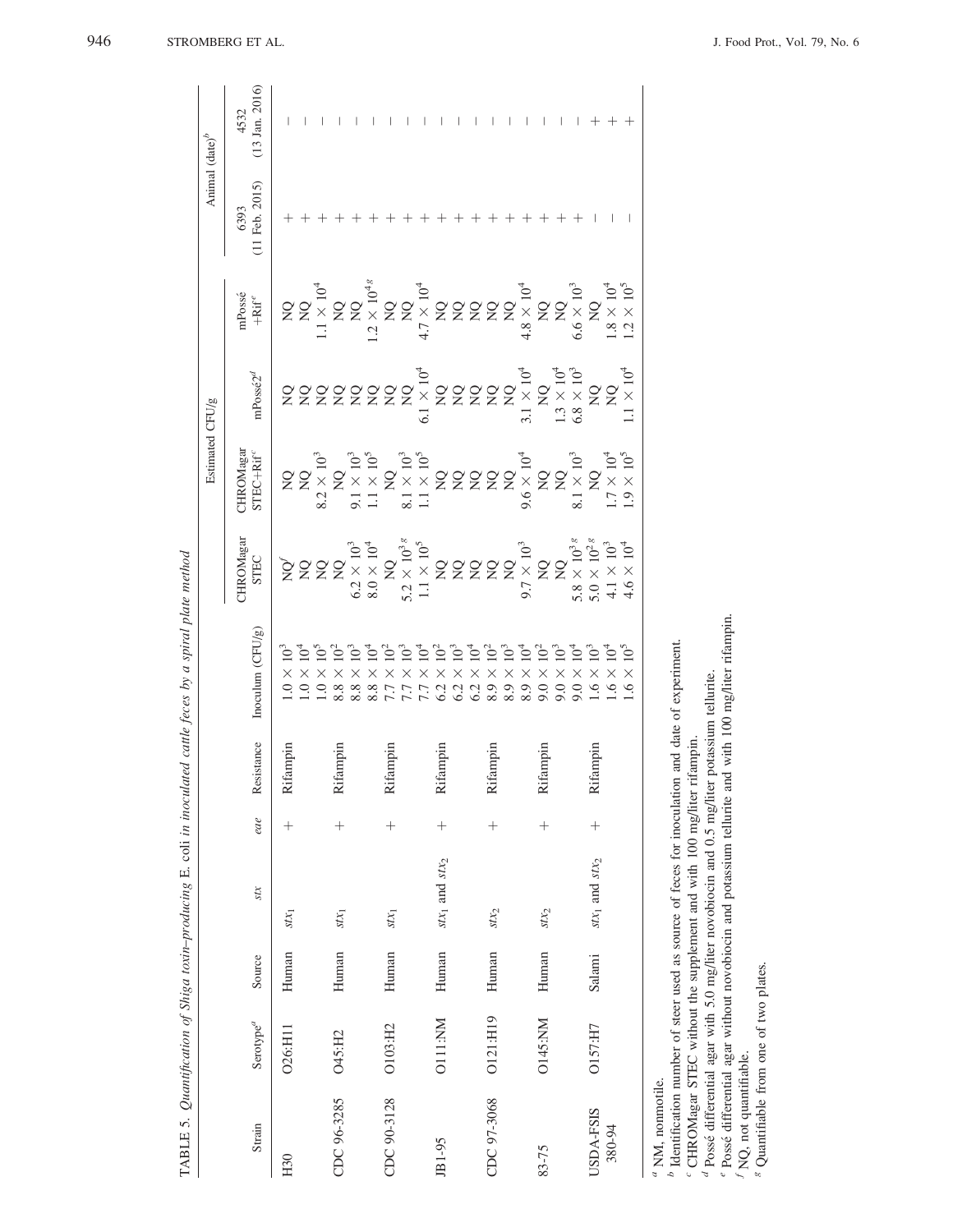TABLE 5. *Quantification of Shiga toxin–producing* E. coli *in inoculated cattle feces by a spiral plate method*

| Strain | Serotype[a] | Source | *stx* | *eae* | Resistance | Inoculum (CFU/g) | Estimated CFU/g | | | | Animal (date)[b] | |
|---|---|---|---|---|---|---|---|---|---|---|---|---|
| | | | | | | | CHROMagar STEC | CHROMagar STEC+Rif[c] | mPossé2[d] | mPossé +Rif[e] | 6393 (11 Feb. 2015) | 4532 (13 Jan. 2016) |
| H30 | O26:H11 | Human | $stx_1$ | + | Rifampin | $1.0 \times 10^3$ | NQ[f] | NQ | NQ | NQ | + | – |
| | | | | | | $1.0 \times 10^4$ | NQ | NQ | NQ | NQ | + | – |
| | | | | | | $1.0 \times 10^5$ | NQ | $8.2 \times 10^3$ | NQ | $1.1 \times 10^4$ | + | – |
| CDC 96-3285 | O45:H2 | Human | $stx_1$ | + | Rifampin | $8.8 \times 10^2$ | NQ | NQ | NQ | NQ | + | – |
| | | | | | | $8.8 \times 10^3$ | $6.2 \times 10^3$ | $9.1 \times 10^3$ | NQ | NQ | + | – |
| | | | | | | $8.8 \times 10^4$ | $8.0 \times 10^4$ | $1.1 \times 10^5$ | NQ | $1.2 \times 10^4$[g] | + | – |
| CDC 90-3128 | O103:H2 | Human | $stx_1$ | + | Rifampin | $7.7 \times 10^2$ | NQ | NQ | NQ | NQ | + | – |
| | | | | | | $7.7 \times 10^3$ | $5.2 \times 10^3$[g] | $8.1 \times 10^3$ | NQ | NQ | + | – |
| | | | | | | $7.7 \times 10^4$ | $1.1 \times 10^5$ | $1.1 \times 10^5$ | $6.1 \times 10^4$ | $4.7 \times 10^4$ | + | – |
| JB1-95 | O111:NM | Human | $stx_1$ and $stx_2$ | + | Rifampin | $6.2 \times 10^2$ | NQ | NQ | NQ | NQ | + | – |
| | | | | | | $6.2 \times 10^3$ | NQ | NQ | NQ | NQ | + | – |
| | | | | | | $6.2 \times 10^4$ | NQ | NQ | NQ | NQ | + | – |
| CDC 97-3068 | O121:H19 | Human | $stx_2$ | + | Rifampin | $8.9 \times 10^2$ | NQ | NQ | NQ | NQ | + | – |
| | | | | | | $8.9 \times 10^3$ | NQ | NQ | NQ | NQ | + | – |
| | | | | | | $8.9 \times 10^4$ | $9.7 \times 10^3$ | $9.6 \times 10^4$ | $3.1 \times 10^4$ | $4.8 \times 10^4$ | + | – |
| 83-75 | O145:NM | Human | $stx_2$ | + | Rifampin | $9.0 \times 10^2$ | NQ | NQ | NQ | NQ | + | – |
| | | | | | | $9.0 \times 10^3$ | NQ | NQ | $1.3 \times 10^4$ | NQ | + | – |
| | | | | | | $9.0 \times 10^4$ | $5.8 \times 10^3$[g] | $8.1 \times 10^3$ | $6.8 \times 10^3$ | $6.6 \times 10^3$ | + | – |
| USDA-FSIS 380-94 | O157:H7 | Salami | $stx_1$ and $stx_2$ | + | Rifampin | $1.6 \times 10^3$ | $5.0 \times 10^2$[g] | NQ | NQ | NQ | – | + |
| | | | | | | $1.6 \times 10^4$ | $4.1 \times 10^3$ | $1.7 \times 10^4$ | NQ | $1.8 \times 10^4$ | – | + |
| | | | | | | $1.6 \times 10^5$ | $4.6 \times 10^4$ | $1.9 \times 10^5$ | $1.1 \times 10^4$ | $1.2 \times 10^5$ | – | + |

[a] NM, nonmotile.
[b] Identification number of steer used as source of feces for inoculation and date of experiment.
[c] CHROMagar STEC without the supplement and with 100 mg/liter rifampin.
[d] Possé differential agar with 5.0 mg/liter novobiocin and 0.5 mg/liter potassium tellurite.
[e] Possé differential agar without novobiocin and potassium tellurite and with 100 mg/liter rifampin.
[f] NQ, not quantifiable.
[g] Quantifiable from one of two plates.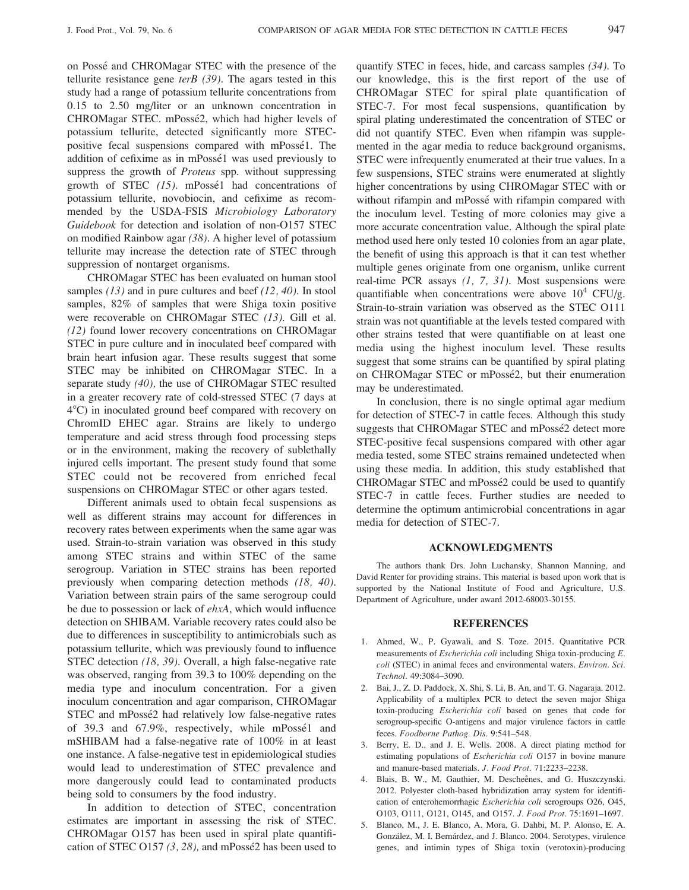on Possé and CHROMagar STEC with the presence of the tellurite resistance gene *terB (39)*. The agars tested in this study had a range of potassium tellurite concentrations from 0.15 to 2.50 mg/liter or an unknown concentration in CHROMagar STEC. mPossé2, which had higher levels of potassium tellurite, detected significantly more STEC-positive fecal suspensions compared with mPossé1. The addition of cefixime as in mPossé1 was used previously to suppress the growth of *Proteus* spp. without suppressing growth of STEC *(15)*. mPossé1 had concentrations of potassium tellurite, novobiocin, and cefixime as recommended by the USDA-FSIS *Microbiology Laboratory Guidebook* for detection and isolation of non-O157 STEC on modified Rainbow agar *(38)*. A higher level of potassium tellurite may increase the detection rate of STEC through suppression of nontarget organisms.

CHROMagar STEC has been evaluated on human stool samples *(13)* and in pure cultures and beef *(12, 40)*. In stool samples, 82% of samples that were Shiga toxin positive were recoverable on CHROMagar STEC *(13)*. Gill et al. *(12)* found lower recovery concentrations on CHROMagar STEC in pure culture and in inoculated beef compared with brain heart infusion agar. These results suggest that some STEC may be inhibited on CHROMagar STEC. In a separate study *(40)*, the use of CHROMagar STEC resulted in a greater recovery rate of cold-stressed STEC (7 days at 4°C) in inoculated ground beef compared with recovery on ChromID EHEC agar. Strains are likely to undergo temperature and acid stress through food processing steps or in the environment, making the recovery of sublethally injured cells important. The present study found that some STEC could not be recovered from enriched fecal suspensions on CHROMagar STEC or other agars tested.

Different animals used to obtain fecal suspensions as well as different strains may account for differences in recovery rates between experiments when the same agar was used. Strain-to-strain variation was observed in this study among STEC strains and within STEC of the same serogroup. Variation in STEC strains has been reported previously when comparing detection methods *(18, 40)*. Variation between strain pairs of the same serogroup could be due to possession or lack of *ehxA*, which would influence detection on SHIBAM. Variable recovery rates could also be due to differences in susceptibility to antimicrobials such as potassium tellurite, which was previously found to influence STEC detection *(18, 39)*. Overall, a high false-negative rate was observed, ranging from 39.3 to 100% depending on the media type and inoculum concentration. For a given inoculum concentration and agar comparison, CHROMagar STEC and mPossé2 had relatively low false-negative rates of 39.3 and 67.9%, respectively, while mPossé1 and mSHIBAM had a false-negative rate of 100% in at least one instance. A false-negative test in epidemiological studies would lead to underestimation of STEC prevalence and more dangerously could lead to contaminated products being sold to consumers by the food industry.

In addition to detection of STEC, concentration estimates are important in assessing the risk of STEC. CHROMagar O157 has been used in spiral plate quantification of STEC O157 *(3, 28)*, and mPossé2 has been used to quantify STEC in feces, hide, and carcass samples *(34)*. To our knowledge, this is the first report of the use of CHROMagar STEC for spiral plate quantification of STEC-7. For most fecal suspensions, quantification by spiral plating underestimated the concentration of STEC or did not quantify STEC. Even when rifampin was supplemented in the agar media to reduce background organisms, STEC were infrequently enumerated at their true values. In a few suspensions, STEC strains were enumerated at slightly higher concentrations by using CHROMagar STEC with or without rifampin and mPossé with rifampin compared with the inoculum level. Testing of more colonies may give a more accurate concentration value. Although the spiral plate method used here only tested 10 colonies from an agar plate, the benefit of using this approach is that it can test whether multiple genes originate from one organism, unlike current real-time PCR assays *(1, 7, 31)*. Most suspensions were quantifiable when concentrations were above $10^4$ CFU/g. Strain-to-strain variation was observed as the STEC O111 strain was not quantifiable at the levels tested compared with other strains tested that were quantifiable on at least one media using the highest inoculum level. These results suggest that some strains can be quantified by spiral plating on CHROMagar STEC or mPossé2, but their enumeration may be underestimated.

In conclusion, there is no single optimal agar medium for detection of STEC-7 in cattle feces. Although this study suggests that CHROMagar STEC and mPossé2 detect more STEC-positive fecal suspensions compared with other agar media tested, some STEC strains remained undetected when using these media. In addition, this study established that CHROMagar STEC and mPossé2 could be used to quantify STEC-7 in cattle feces. Further studies are needed to determine the optimum antimicrobial concentrations in agar media for detection of STEC-7.

## ACKNOWLEDGMENTS

The authors thank Drs. John Luchansky, Shannon Manning, and David Renter for providing strains. This material is based upon work that is supported by the National Institute of Food and Agriculture, U.S. Department of Agriculture, under award 2012-68003-30155.

## REFERENCES

1. Ahmed, W., P. Gyawali, and S. Toze. 2015. Quantitative PCR measurements of *Escherichia coli* including Shiga toxin-producing *E. coli* (STEC) in animal feces and environmental waters. *Environ. Sci. Technol.* 49:3084–3090.
2. Bai, J., Z. D. Paddock, X. Shi, S. Li, B. An, and T. G. Nagaraja. 2012. Applicability of a multiplex PCR to detect the seven major Shiga toxin-producing *Escherichia coli* based on genes that code for serogroup-specific O-antigens and major virulence factors in cattle feces. *Foodborne Pathog. Dis.* 9:541–548.
3. Berry, E. D., and J. E. Wells. 2008. A direct plating method for estimating populations of *Escherichia coli* O157 in bovine manure and manure-based materials. *J. Food Prot.* 71:2233–2238.
4. Blais, B. W., M. Gauthier, M. Descheênes, and G. Huszczynski. 2012. Polyester cloth-based hybridization array system for identification of enterohemorrhagic *Escherichia coli* serogroups O26, O45, O103, O111, O121, O145, and O157. *J. Food Prot.* 75:1691–1697.
5. Blanco, M., J. E. Blanco, A. Mora, G. Dahbi, M. P. Alonso, E. A. González, M. I. Bernárdez, and J. Blanco. 2004. Serotypes, virulence genes, and intimin types of Shiga toxin (verotoxin)-producing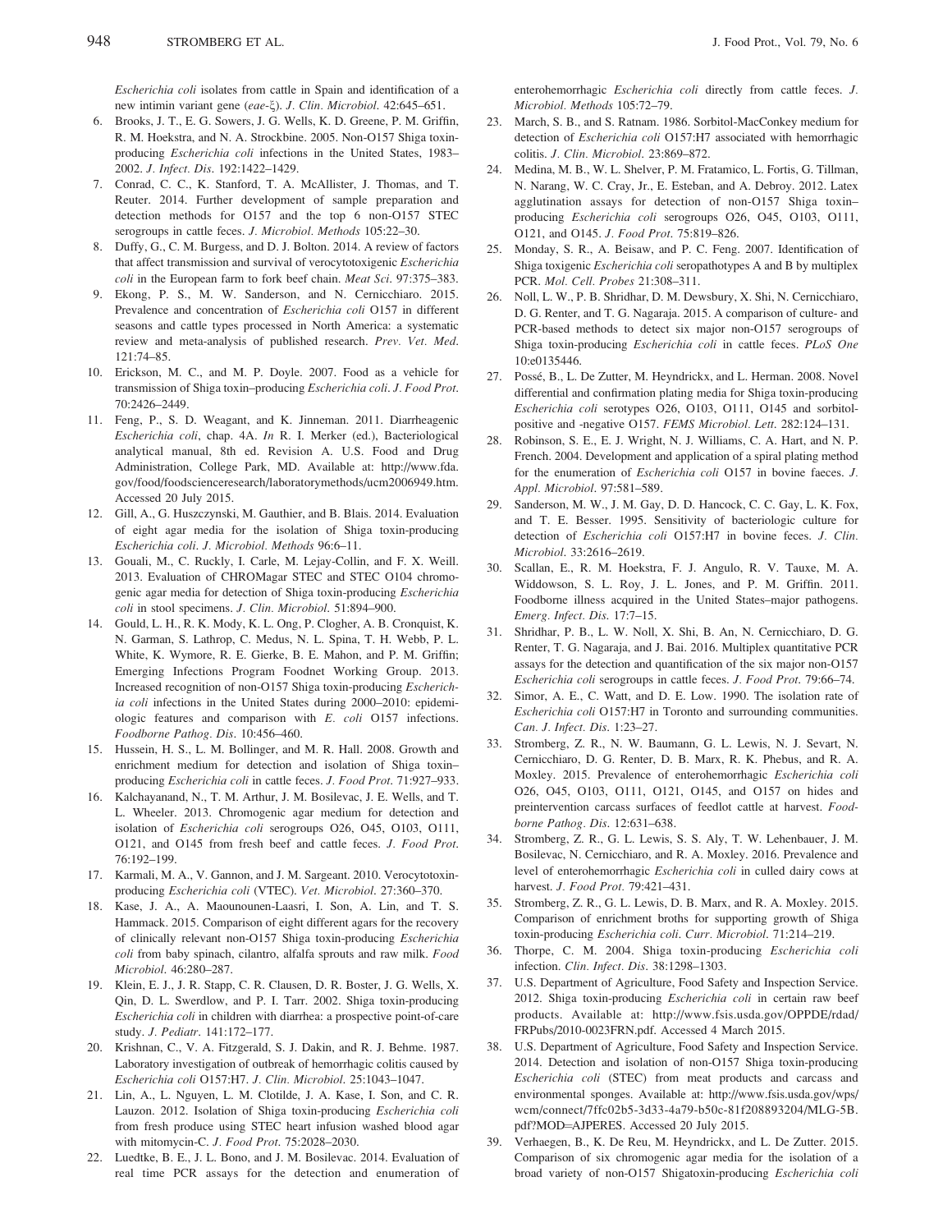*Escherichia coli* isolates from cattle in Spain and identification of a new intimin variant gene (*eae*-ξ). *J. Clin. Microbiol.* 42:645–651.

6. Brooks, J. T., E. G. Sowers, J. G. Wells, K. D. Greene, P. M. Griffin, R. M. Hoekstra, and N. A. Strockbine. 2005. Non-O157 Shiga toxin-producing *Escherichia coli* infections in the United States, 1983–2002. *J. Infect. Dis.* 192:1422–1429.
7. Conrad, C. C., K. Stanford, T. A. McAllister, J. Thomas, and T. Reuter. 2014. Further development of sample preparation and detection methods for O157 and the top 6 non-O157 STEC serogroups in cattle feces. *J. Microbiol. Methods* 105:22–30.
8. Duffy, G., C. M. Burgess, and D. J. Bolton. 2014. A review of factors that affect transmission and survival of verocytotoxigenic *Escherichia coli* in the European farm to fork beef chain. *Meat Sci.* 97:375–383.
9. Ekong, P. S., M. W. Sanderson, and N. Cernicchiaro. 2015. Prevalence and concentration of *Escherichia coli* O157 in different seasons and cattle types processed in North America: a systematic review and meta-analysis of published research. *Prev. Vet. Med.* 121:74–85.
10. Erickson, M. C., and M. P. Doyle. 2007. Food as a vehicle for transmission of Shiga toxin–producing *Escherichia coli*. *J. Food Prot.* 70:2426–2449.
11. Feng, P., S. D. Weagant, and K. Jinneman. 2011. Diarrheagenic *Escherichia coli*, chap. 4A. *In* R. I. Merker (ed.), Bacteriological analytical manual, 8th ed. Revision A. U.S. Food and Drug Administration, College Park, MD. Available at: http://www.fda.gov/food/foodscienceresearch/laboratorymethods/ucm2006949.htm. Accessed 20 July 2015.
12. Gill, A., G. Huszczynski, M. Gauthier, and B. Blais. 2014. Evaluation of eight agar media for the isolation of Shiga toxin-producing *Escherichia coli*. *J. Microbiol. Methods* 96:6–11.
13. Gouali, M., C. Ruckly, I. Carle, M. Lejay-Collin, and F. X. Weill. 2013. Evaluation of CHROMagar STEC and STEC O104 chromogenic agar media for detection of Shiga toxin-producing *Escherichia coli* in stool specimens. *J. Clin. Microbiol.* 51:894–900.
14. Gould, L. H., R. K. Mody, K. L. Ong, P. Clogher, A. B. Cronquist, K. N. Garman, S. Lathrop, C. Medus, N. L. Spina, T. H. Webb, P. L. White, K. Wymore, R. E. Gierke, B. E. Mahon, and P. M. Griffin; Emerging Infections Program Foodnet Working Group. 2013. Increased recognition of non-O157 Shiga toxin-producing *Escherichia coli* infections in the United States during 2000–2010: epidemiologic features and comparison with *E. coli* O157 infections. *Foodborne Pathog. Dis.* 10:456–460.
15. Hussein, H. S., L. M. Bollinger, and M. R. Hall. 2008. Growth and enrichment medium for detection and isolation of Shiga toxin–producing *Escherichia coli* in cattle feces. *J. Food Prot.* 71:927–933.
16. Kalchayanand, N., T. M. Arthur, J. M. Bosilevac, J. E. Wells, and T. L. Wheeler. 2013. Chromogenic agar medium for detection and isolation of *Escherichia coli* serogroups O26, O45, O103, O111, O121, and O145 from fresh beef and cattle feces. *J. Food Prot.* 76:192–199.
17. Karmali, M. A., V. Gannon, and J. M. Sargeant. 2010. Verocytotoxin-producing *Escherichia coli* (VTEC). *Vet. Microbiol.* 27:360–370.
18. Kase, J. A., A. Maounounen-Laasri, I. Son, A. Lin, and T. S. Hammack. 2015. Comparison of eight different agars for the recovery of clinically relevant non-O157 Shiga toxin-producing *Escherichia coli* from baby spinach, cilantro, alfalfa sprouts and raw milk. *Food Microbiol.* 46:280–287.
19. Klein, E. J., J. R. Stapp, C. R. Clausen, D. R. Boster, J. G. Wells, X. Qin, D. L. Swerdlow, and P. I. Tarr. 2002. Shiga toxin-producing *Escherichia coli* in children with diarrhea: a prospective point-of-care study. *J. Pediatr.* 141:172–177.
20. Krishnan, C., V. A. Fitzgerald, S. J. Dakin, and R. J. Behme. 1987. Laboratory investigation of outbreak of hemorrhagic colitis caused by *Escherichia coli* O157:H7. *J. Clin. Microbiol.* 25:1043–1047.
21. Lin, A., L. Nguyen, L. M. Clotilde, J. A. Kase, I. Son, and C. R. Lauzon. 2012. Isolation of Shiga toxin-producing *Escherichia coli* from fresh produce using STEC heart infusion washed blood agar with mitomycin-C. *J. Food Prot.* 75:2028–2030.
22. Luedtke, B. E., J. L. Bono, and J. M. Bosilevac. 2014. Evaluation of real time PCR assays for the detection and enumeration of enterohemorrhagic *Escherichia coli* directly from cattle feces. *J. Microbiol. Methods* 105:72–79.
23. March, S. B., and S. Ratnam. 1986. Sorbitol-MacConkey medium for detection of *Escherichia coli* O157:H7 associated with hemorrhagic colitis. *J. Clin. Microbiol.* 23:869–872.
24. Medina, M. B., W. L. Shelver, P. M. Fratamico, L. Fortis, G. Tillman, N. Narang, W. C. Cray, Jr., E. Esteban, and A. Debroy. 2012. Latex agglutination assays for detection of non-O157 Shiga toxin–producing *Escherichia coli* serogroups O26, O45, O103, O111, O121, and O145. *J. Food Prot.* 75:819–826.
25. Monday, S. R., A. Beisaw, and P. C. Feng. 2007. Identification of Shiga toxigenic *Escherichia coli* seropathotypes A and B by multiplex PCR. *Mol. Cell. Probes* 21:308–311.
26. Noll, L. W., P. B. Shridhar, D. M. Dewsbury, X. Shi, N. Cernicchiaro, D. G. Renter, and T. G. Nagaraja. 2015. A comparison of culture- and PCR-based methods to detect six major non-O157 serogroups of Shiga toxin-producing *Escherichia coli* in cattle feces. *PLoS One* 10:e0135446.
27. Possé, B., L. De Zutter, M. Heyndrickx, and L. Herman. 2008. Novel differential and confirmation plating media for Shiga toxin-producing *Escherichia coli* serotypes O26, O103, O111, O145 and sorbitol-positive and -negative O157. *FEMS Microbiol. Lett.* 282:124–131.
28. Robinson, S. E., E. J. Wright, N. J. Williams, C. A. Hart, and N. P. French. 2004. Development and application of a spiral plating method for the enumeration of *Escherichia coli* O157 in bovine faeces. *J. Appl. Microbiol.* 97:581–589.
29. Sanderson, M. W., J. M. Gay, D. D. Hancock, C. C. Gay, L. K. Fox, and T. E. Besser. 1995. Sensitivity of bacteriologic culture for detection of *Escherichia coli* O157:H7 in bovine feces. *J. Clin. Microbiol.* 33:2616–2619.
30. Scallan, E., R. M. Hoekstra, F. J. Angulo, R. V. Tauxe, M. A. Widdowson, S. L. Roy, J. L. Jones, and P. M. Griffin. 2011. Foodborne illness acquired in the United States–major pathogens. *Emerg. Infect. Dis.* 17:7–15.
31. Shridhar, P. B., L. W. Noll, X. Shi, B. An, N. Cernicchiaro, D. G. Renter, T. G. Nagaraja, and J. Bai. 2016. Multiplex quantitative PCR assays for the detection and quantification of the six major non-O157 *Escherichia coli* serogroups in cattle feces. *J. Food Prot.* 79:66–74.
32. Simor, A. E., C. Watt, and D. E. Low. 1990. The isolation rate of *Escherichia coli* O157:H7 in Toronto and surrounding communities. *Can. J. Infect. Dis.* 1:23–27.
33. Stromberg, Z. R., N. W. Baumann, G. L. Lewis, N. J. Sevart, N. Cernicchiaro, D. G. Renter, D. B. Marx, R. K. Phebus, and R. A. Moxley. 2015. Prevalence of enterohemorrhagic *Escherichia coli* O26, O45, O103, O111, O121, O145, and O157 on hides and preintervention carcass surfaces of feedlot cattle at harvest. *Foodborne Pathog. Dis.* 12:631–638.
34. Stromberg, Z. R., G. L. Lewis, S. S. Aly, T. W. Lehenbauer, J. M. Bosilevac, N. Cernicchiaro, and R. A. Moxley. 2016. Prevalence and level of enterohemorrhagic *Escherichia coli* in culled dairy cows at harvest. *J. Food Prot.* 79:421–431.
35. Stromberg, Z. R., G. L. Lewis, D. B. Marx, and R. A. Moxley. 2015. Comparison of enrichment broths for supporting growth of Shiga toxin-producing *Escherichia coli*. *Curr. Microbiol.* 71:214–219.
36. Thorpe, C. M. 2004. Shiga toxin-producing *Escherichia coli* infection. *Clin. Infect. Dis.* 38:1298–1303.
37. U.S. Department of Agriculture, Food Safety and Inspection Service. 2012. Shiga toxin-producing *Escherichia coli* in certain raw beef products. Available at: http://www.fsis.usda.gov/OPPDE/rdad/FRPubs/2010-0023FRN.pdf. Accessed 4 March 2015.
38. U.S. Department of Agriculture, Food Safety and Inspection Service. 2014. Detection and isolation of non-O157 Shiga toxin-producing *Escherichia coli* (STEC) from meat products and carcass and environmental sponges. Available at: http://www.fsis.usda.gov/wps/wcm/connect/7ffc02b5-3d33-4a79-b50c-81f208893204/MLG-5B.pdf?MOD=AJPERES. Accessed 20 July 2015.
39. Verhaegen, B., K. De Reu, M. Heyndrickx, and L. De Zutter. 2015. Comparison of six chromogenic agar media for the isolation of a broad variety of non-O157 Shigatoxin-producing *Escherichia coli*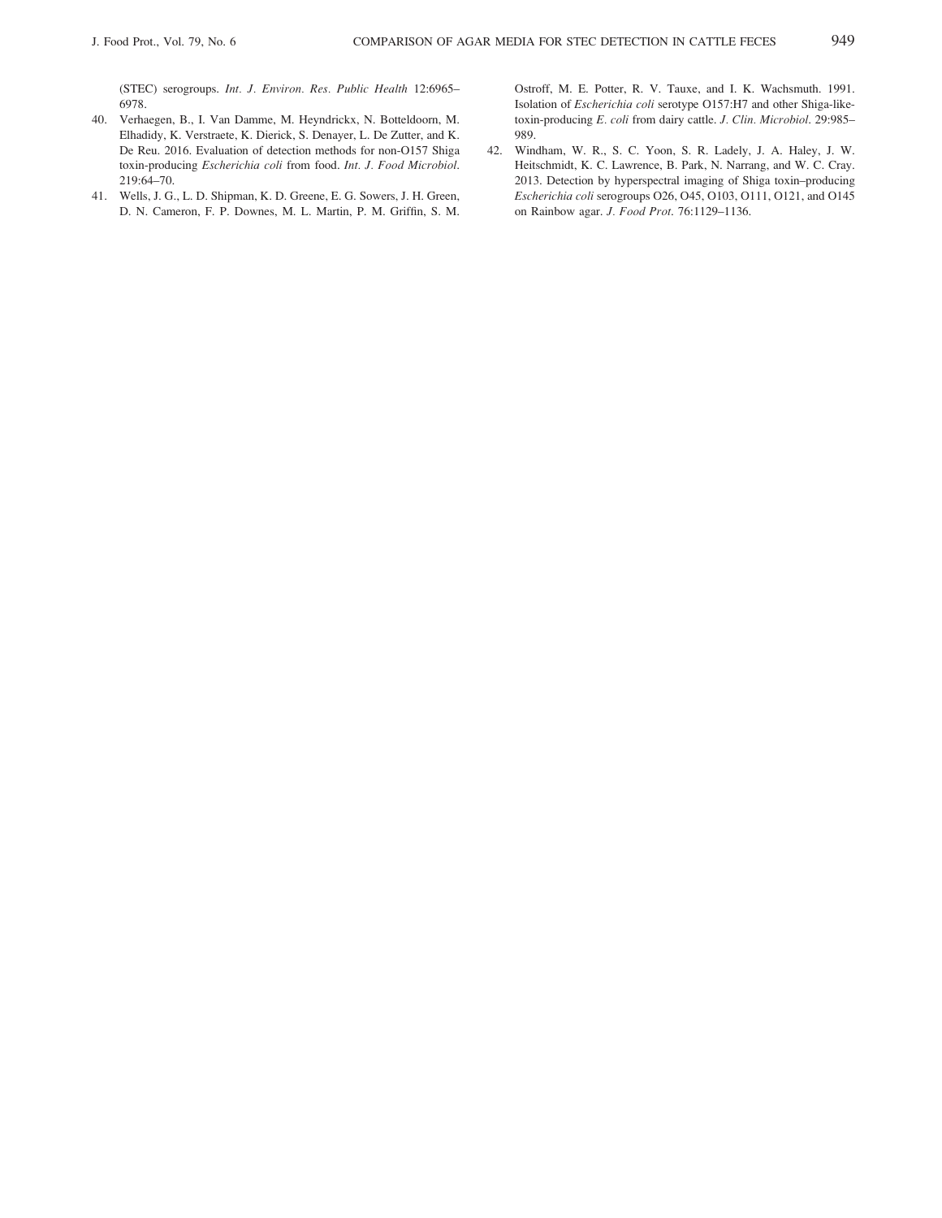(STEC) serogroups. *Int. J. Environ. Res. Public Health* 12:6965–6978.

40. Verhaegen, B., I. Van Damme, M. Heyndrickx, N. Botteldoorn, M. Elhadidy, K. Verstraete, K. Dierick, S. Denayer, L. De Zutter, and K. De Reu. 2016. Evaluation of detection methods for non-O157 Shiga toxin-producing *Escherichia coli* from food. *Int. J. Food Microbiol.* 219:64–70.
41. Wells, J. G., L. D. Shipman, K. D. Greene, E. G. Sowers, J. H. Green, D. N. Cameron, F. P. Downes, M. L. Martin, P. M. Griffin, S. M. Ostroff, M. E. Potter, R. V. Tauxe, and I. K. Wachsmuth. 1991. Isolation of *Escherichia coli* serotype O157:H7 and other Shiga-like-toxin-producing *E. coli* from dairy cattle. *J. Clin. Microbiol.* 29:985–989.
42. Windham, W. R., S. C. Yoon, S. R. Ladely, J. A. Haley, J. W. Heitschmidt, K. C. Lawrence, B. Park, N. Narrang, and W. C. Cray. 2013. Detection by hyperspectral imaging of Shiga toxin–producing *Escherichia coli* serogroups O26, O45, O103, O111, O121, and O145 on Rainbow agar. *J. Food Prot.* 76:1129–1136.